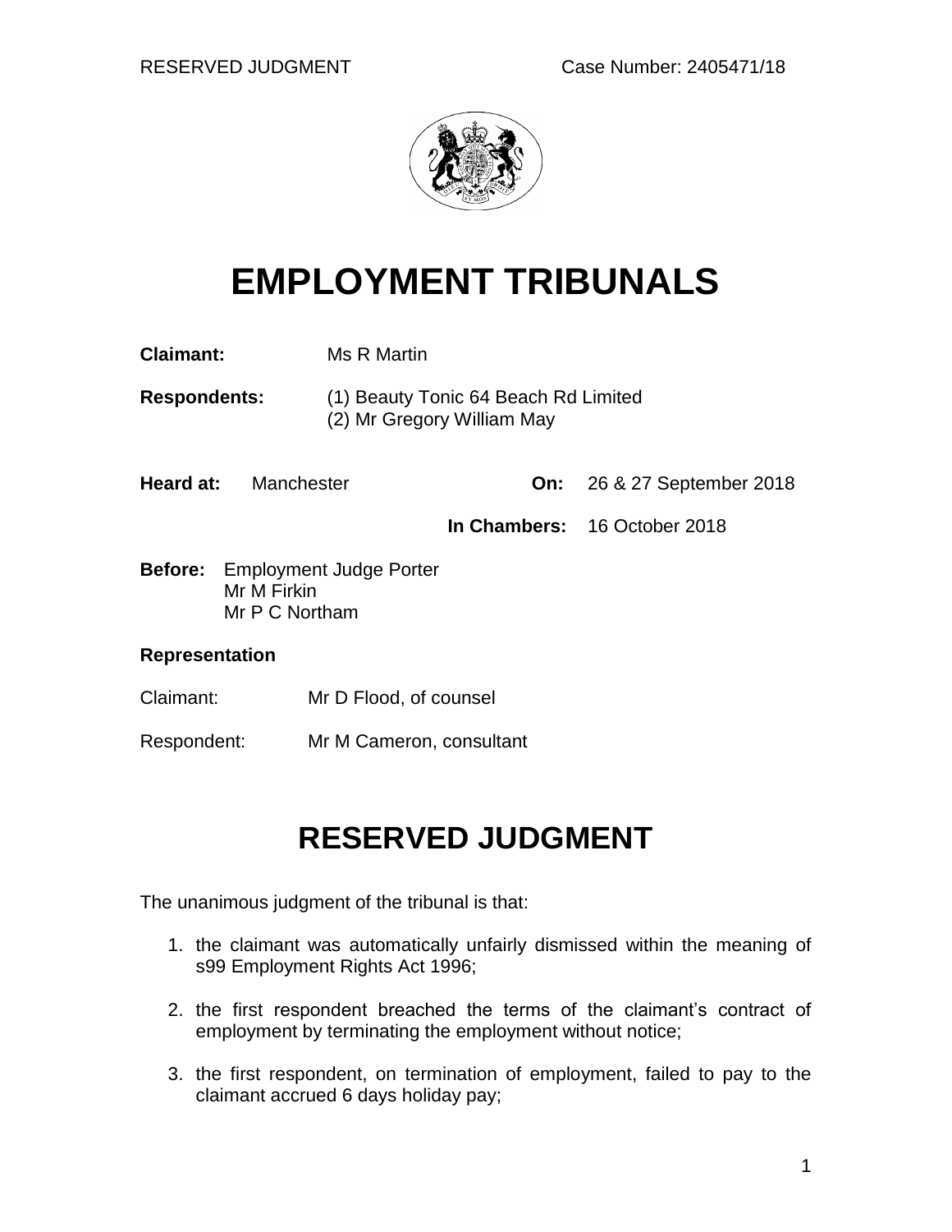# EMPLOYMENT TRIBUNALS

**Claimant:** Ms R Martin

**Respondents:** (1) Beauty Tonic 64 Beach Rd Limited
(2) Mr Gregory William May

**Heard at:** Manchester **On:** 26 & 27 September 2018

**In Chambers:** 16 October 2018

**Before:** Employment Judge Porter
Mr M Firkin
Mr P C Northam

**Representation**

Claimant: Mr D Flood, of counsel

Respondent: Mr M Cameron, consultant

## RESERVED JUDGMENT

The unanimous judgment of the tribunal is that:

1. the claimant was automatically unfairly dismissed within the meaning of s99 Employment Rights Act 1996;
2. the first respondent breached the terms of the claimant's contract of employment by terminating the employment without notice;
3. the first respondent, on termination of employment, failed to pay to the claimant accrued 6 days holiday pay;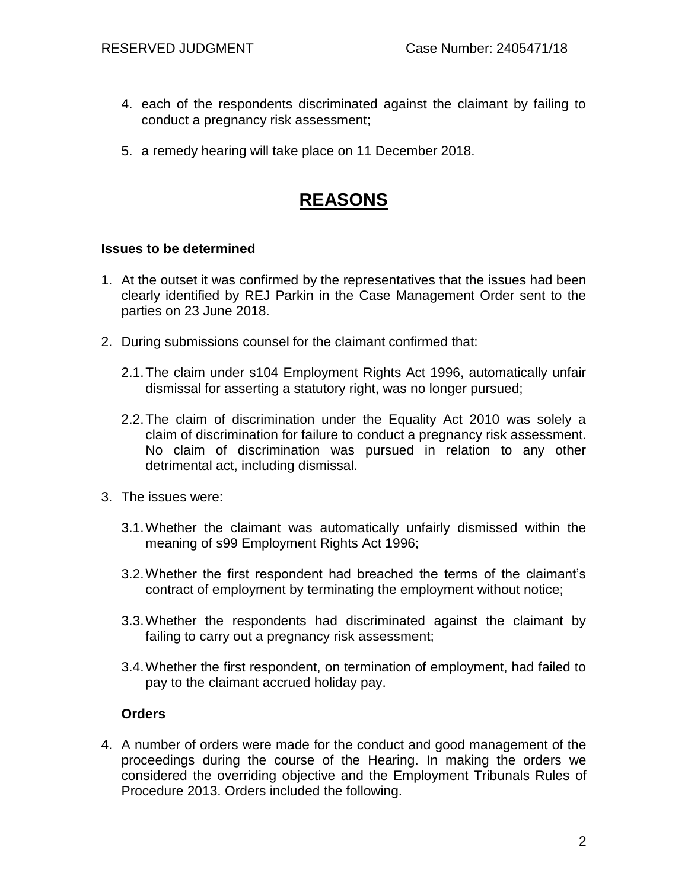4. each of the respondents discriminated against the claimant by failing to conduct a pregnancy risk assessment;

5. a remedy hearing will take place on 11 December 2018.

# REASONS

### Issues to be determined

1. At the outset it was confirmed by the representatives that the issues had been clearly identified by REJ Parkin in the Case Management Order sent to the parties on 23 June 2018.

2. During submissions counsel for the claimant confirmed that:

   2.1. The claim under s104 Employment Rights Act 1996, automatically unfair dismissal for asserting a statutory right, was no longer pursued;

   2.2. The claim of discrimination under the Equality Act 2010 was solely a claim of discrimination for failure to conduct a pregnancy risk assessment. No claim of discrimination was pursued in relation to any other detrimental act, including dismissal.

3. The issues were:

   3.1. Whether the claimant was automatically unfairly dismissed within the meaning of s99 Employment Rights Act 1996;

   3.2. Whether the first respondent had breached the terms of the claimant's contract of employment by terminating the employment without notice;

   3.3. Whether the respondents had discriminated against the claimant by failing to carry out a pregnancy risk assessment;

   3.4. Whether the first respondent, on termination of employment, had failed to pay to the claimant accrued holiday pay.

### Orders

4. A number of orders were made for the conduct and good management of the proceedings during the course of the Hearing. In making the orders we considered the overriding objective and the Employment Tribunals Rules of Procedure 2013. Orders included the following.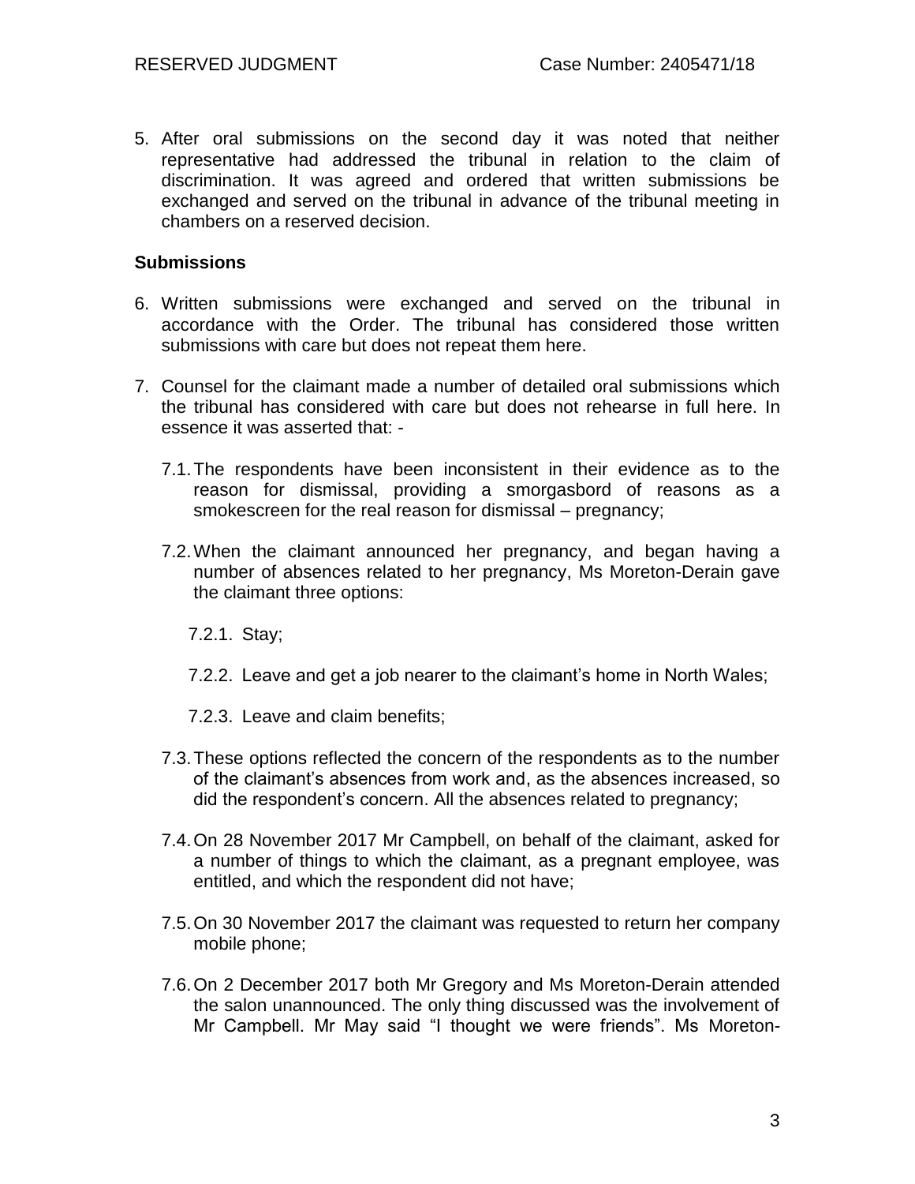5. After oral submissions on the second day it was noted that neither representative had addressed the tribunal in relation to the claim of discrimination. It was agreed and ordered that written submissions be exchanged and served on the tribunal in advance of the tribunal meeting in chambers on a reserved decision.

**Submissions**

6. Written submissions were exchanged and served on the tribunal in accordance with the Order. The tribunal has considered those written submissions with care but does not repeat them here.

7. Counsel for the claimant made a number of detailed oral submissions which the tribunal has considered with care but does not rehearse in full here. In essence it was asserted that: -

   7.1. The respondents have been inconsistent in their evidence as to the reason for dismissal, providing a smorgasbord of reasons as a smokescreen for the real reason for dismissal – pregnancy;

   7.2. When the claimant announced her pregnancy, and began having a number of absences related to her pregnancy, Ms Moreton-Derain gave the claimant three options:

      7.2.1. Stay;

      7.2.2. Leave and get a job nearer to the claimant's home in North Wales;

      7.2.3. Leave and claim benefits;

   7.3. These options reflected the concern of the respondents as to the number of the claimant's absences from work and, as the absences increased, so did the respondent's concern. All the absences related to pregnancy;

   7.4. On 28 November 2017 Mr Campbell, on behalf of the claimant, asked for a number of things to which the claimant, as a pregnant employee, was entitled, and which the respondent did not have;

   7.5. On 30 November 2017 the claimant was requested to return her company mobile phone;

   7.6. On 2 December 2017 both Mr Gregory and Ms Moreton-Derain attended the salon unannounced. The only thing discussed was the involvement of Mr Campbell. Mr May said "I thought we were friends". Ms Moreton-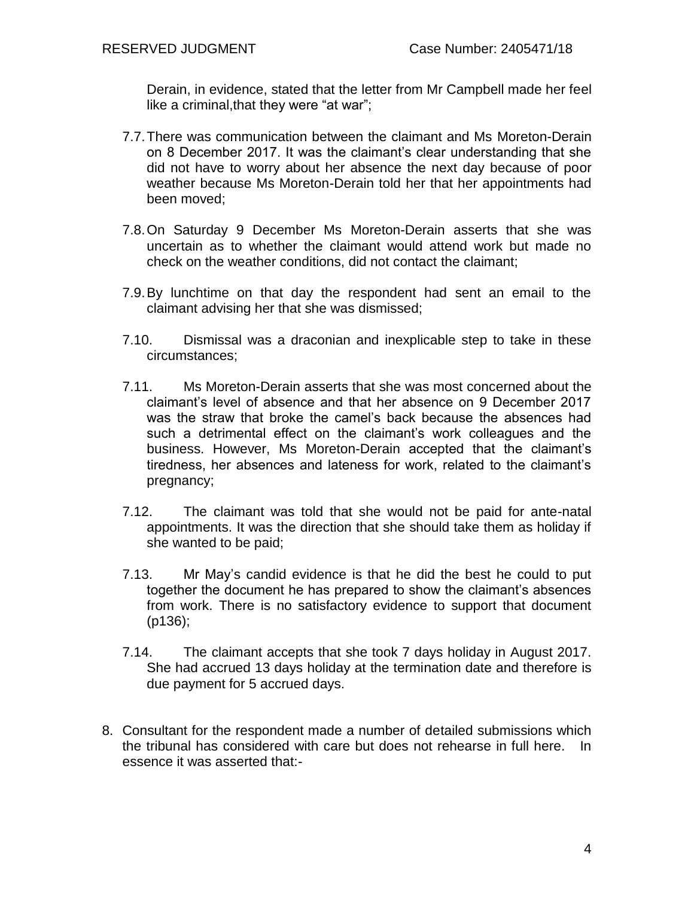Derain, in evidence, stated that the letter from Mr Campbell made her feel like a criminal,that they were "at war";

7.7. There was communication between the claimant and Ms Moreton-Derain on 8 December 2017. It was the claimant's clear understanding that she did not have to worry about her absence the next day because of poor weather because Ms Moreton-Derain told her that her appointments had been moved;

7.8. On Saturday 9 December Ms Moreton-Derain asserts that she was uncertain as to whether the claimant would attend work but made no check on the weather conditions, did not contact the claimant;

7.9. By lunchtime on that day the respondent had sent an email to the claimant advising her that she was dismissed;

7.10. Dismissal was a draconian and inexplicable step to take in these circumstances;

7.11. Ms Moreton-Derain asserts that she was most concerned about the claimant's level of absence and that her absence on 9 December 2017 was the straw that broke the camel's back because the absences had such a detrimental effect on the claimant's work colleagues and the business. However, Ms Moreton-Derain accepted that the claimant's tiredness, her absences and lateness for work, related to the claimant's pregnancy;

7.12. The claimant was told that she would not be paid for ante-natal appointments. It was the direction that she should take them as holiday if she wanted to be paid;

7.13. Mr May's candid evidence is that he did the best he could to put together the document he has prepared to show the claimant's absences from work. There is no satisfactory evidence to support that document (p136);

7.14. The claimant accepts that she took 7 days holiday in August 2017. She had accrued 13 days holiday at the termination date and therefore is due payment for 5 accrued days.

8. Consultant for the respondent made a number of detailed submissions which the tribunal has considered with care but does not rehearse in full here. In essence it was asserted that:-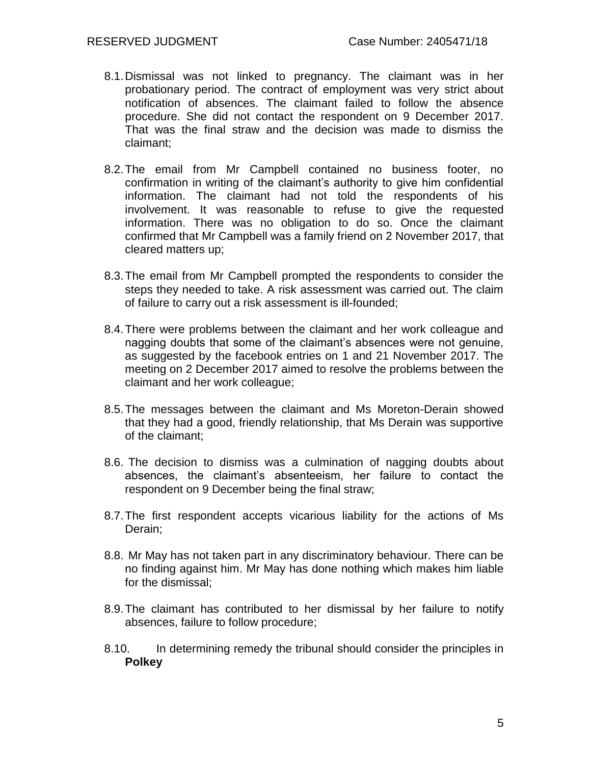8.1. Dismissal was not linked to pregnancy. The claimant was in her probationary period. The contract of employment was very strict about notification of absences. The claimant failed to follow the absence procedure. She did not contact the respondent on 9 December 2017. That was the final straw and the decision was made to dismiss the claimant;

8.2. The email from Mr Campbell contained no business footer, no confirmation in writing of the claimant's authority to give him confidential information. The claimant had not told the respondents of his involvement. It was reasonable to refuse to give the requested information. There was no obligation to do so. Once the claimant confirmed that Mr Campbell was a family friend on 2 November 2017, that cleared matters up;

8.3. The email from Mr Campbell prompted the respondents to consider the steps they needed to take. A risk assessment was carried out. The claim of failure to carry out a risk assessment is ill-founded;

8.4. There were problems between the claimant and her work colleague and nagging doubts that some of the claimant's absences were not genuine, as suggested by the facebook entries on 1 and 21 November 2017. The meeting on 2 December 2017 aimed to resolve the problems between the claimant and her work colleague;

8.5. The messages between the claimant and Ms Moreton-Derain showed that they had a good, friendly relationship, that Ms Derain was supportive of the claimant;

8.6. The decision to dismiss was a culmination of nagging doubts about absences, the claimant's absenteeism, her failure to contact the respondent on 9 December being the final straw;

8.7. The first respondent accepts vicarious liability for the actions of Ms Derain;

8.8. Mr May has not taken part in any discriminatory behaviour. There can be no finding against him. Mr May has done nothing which makes him liable for the dismissal;

8.9. The claimant has contributed to her dismissal by her failure to notify absences, failure to follow procedure;

8.10. In determining remedy the tribunal should consider the principles in **Polkey**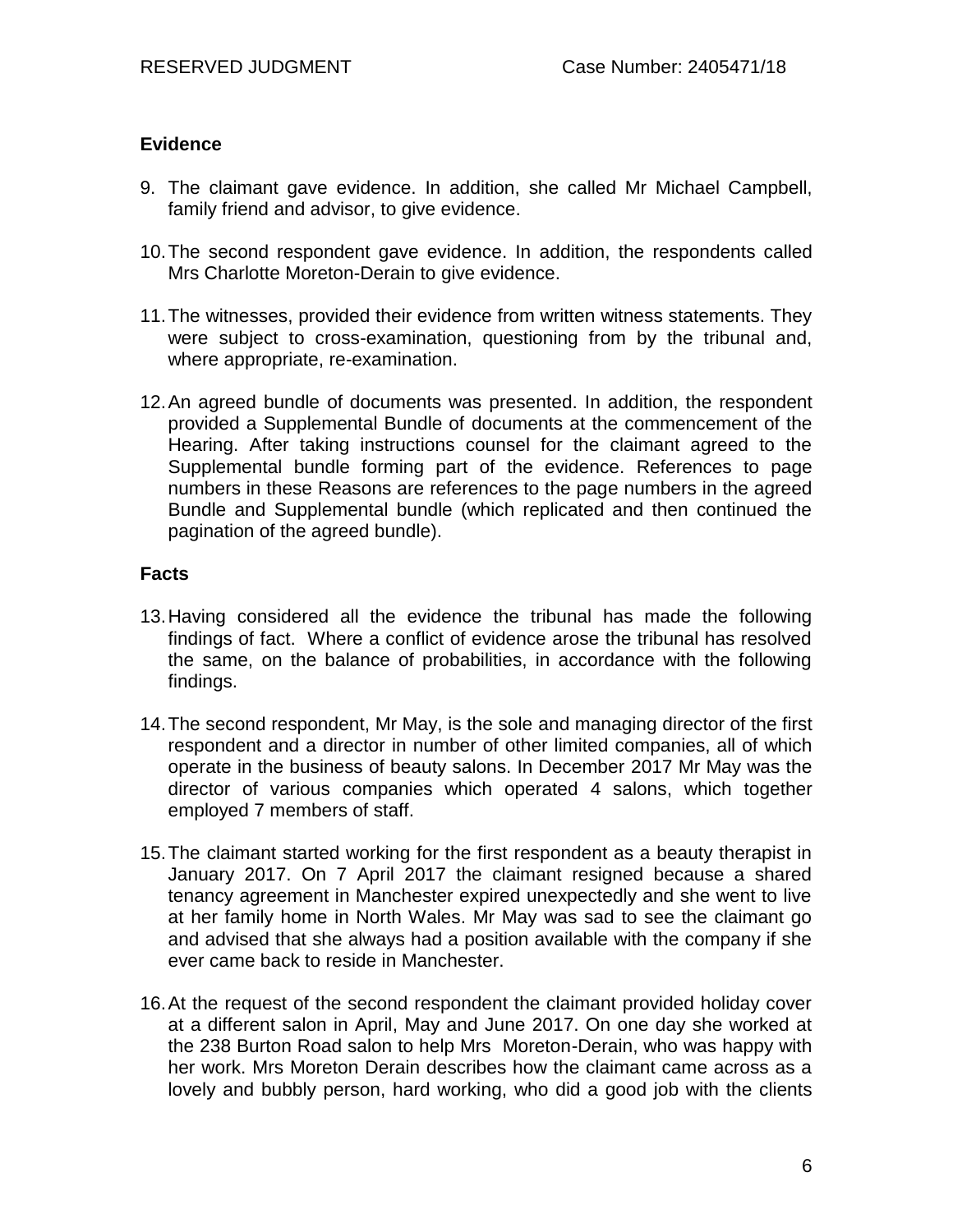## Evidence

9. The claimant gave evidence. In addition, she called Mr Michael Campbell, family friend and advisor, to give evidence.

10. The second respondent gave evidence. In addition, the respondents called Mrs Charlotte Moreton-Derain to give evidence.

11. The witnesses, provided their evidence from written witness statements. They were subject to cross-examination, questioning from by the tribunal and, where appropriate, re-examination.

12. An agreed bundle of documents was presented. In addition, the respondent provided a Supplemental Bundle of documents at the commencement of the Hearing. After taking instructions counsel for the claimant agreed to the Supplemental bundle forming part of the evidence. References to page numbers in these Reasons are references to the page numbers in the agreed Bundle and Supplemental bundle (which replicated and then continued the pagination of the agreed bundle).

## Facts

13. Having considered all the evidence the tribunal has made the following findings of fact. Where a conflict of evidence arose the tribunal has resolved the same, on the balance of probabilities, in accordance with the following findings.

14. The second respondent, Mr May, is the sole and managing director of the first respondent and a director in number of other limited companies, all of which operate in the business of beauty salons. In December 2017 Mr May was the director of various companies which operated 4 salons, which together employed 7 members of staff.

15. The claimant started working for the first respondent as a beauty therapist in January 2017. On 7 April 2017 the claimant resigned because a shared tenancy agreement in Manchester expired unexpectedly and she went to live at her family home in North Wales. Mr May was sad to see the claimant go and advised that she always had a position available with the company if she ever came back to reside in Manchester.

16. At the request of the second respondent the claimant provided holiday cover at a different salon in April, May and June 2017. On one day she worked at the 238 Burton Road salon to help Mrs Moreton-Derain, who was happy with her work. Mrs Moreton Derain describes how the claimant came across as a lovely and bubbly person, hard working, who did a good job with the clients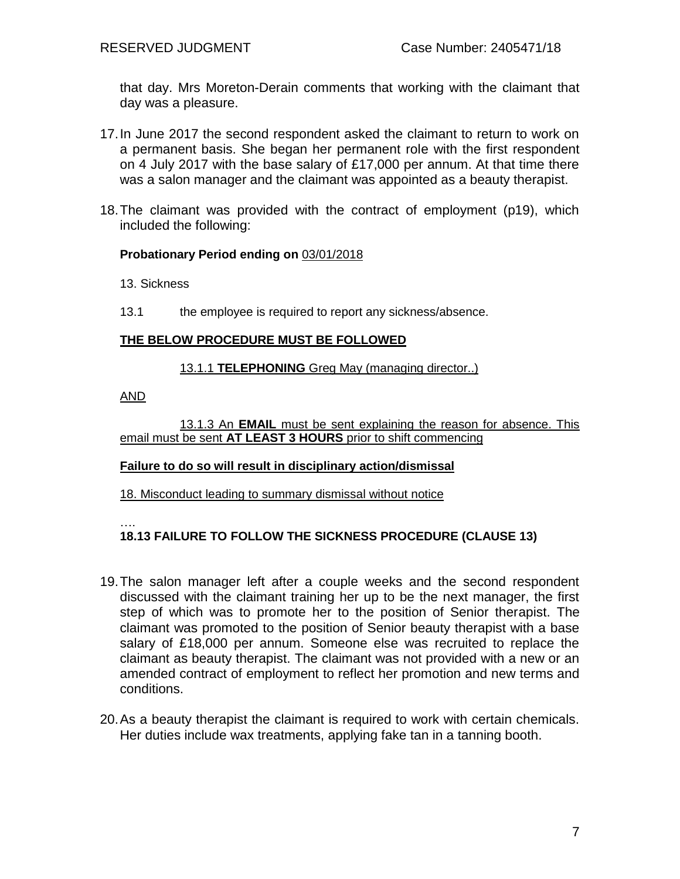that day. Mrs Moreton-Derain comments that working with the claimant that day was a pleasure.

17. In June 2017 the second respondent asked the claimant to return to work on a permanent basis. She began her permanent role with the first respondent on 4 July 2017 with the base salary of £17,000 per annum. At that time there was a salon manager and the claimant was appointed as a beauty therapist.

18. The claimant was provided with the contract of employment (p19), which included the following:

**Probationary Period ending on** <u>03/01/2018</u>

13. Sickness

13.1 the employee is required to report any sickness/absence.

<u>**THE BELOW PROCEDURE MUST BE FOLLOWED**</u>

<u>13.1.1 **TELEPHONING** Greg May (managing director..)</u>

<u>AND</u>

<u>13.1.3 An **EMAIL** must be sent explaining the reason for absence. This email must be sent **AT LEAST 3 HOURS** prior to shift commencing</u>

<u>**Failure to do so will result in disciplinary action/dismissal**</u>

<u>18. Misconduct leading to summary dismissal without notice</u>

….

**18.13 FAILURE TO FOLLOW THE SICKNESS PROCEDURE (CLAUSE 13)**

19. The salon manager left after a couple weeks and the second respondent discussed with the claimant training her up to be the next manager, the first step of which was to promote her to the position of Senior therapist. The claimant was promoted to the position of Senior beauty therapist with a base salary of £18,000 per annum. Someone else was recruited to replace the claimant as beauty therapist. The claimant was not provided with a new or an amended contract of employment to reflect her promotion and new terms and conditions.

20. As a beauty therapist the claimant is required to work with certain chemicals. Her duties include wax treatments, applying fake tan in a tanning booth.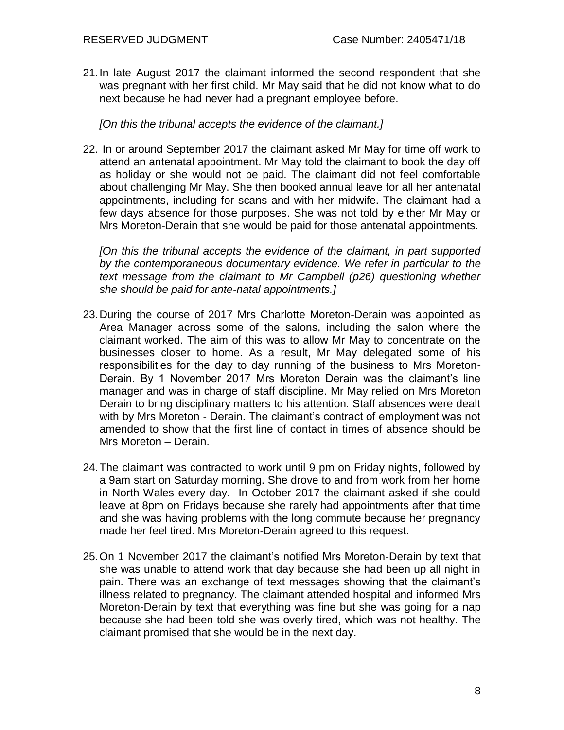21. In late August 2017 the claimant informed the second respondent that she was pregnant with her first child. Mr May said that he did not know what to do next because he had never had a pregnant employee before.

    *[On this the tribunal accepts the evidence of the claimant.]*

22. In or around September 2017 the claimant asked Mr May for time off work to attend an antenatal appointment. Mr May told the claimant to book the day off as holiday or she would not be paid. The claimant did not feel comfortable about challenging Mr May. She then booked annual leave for all her antenatal appointments, including for scans and with her midwife. The claimant had a few days absence for those purposes. She was not told by either Mr May or Mrs Moreton-Derain that she would be paid for those antenatal appointments.

    *[On this the tribunal accepts the evidence of the claimant, in part supported by the contemporaneous documentary evidence. We refer in particular to the text message from the claimant to Mr Campbell (p26) questioning whether she should be paid for ante-natal appointments.]*

23. During the course of 2017 Mrs Charlotte Moreton-Derain was appointed as Area Manager across some of the salons, including the salon where the claimant worked. The aim of this was to allow Mr May to concentrate on the businesses closer to home. As a result, Mr May delegated some of his responsibilities for the day to day running of the business to Mrs Moreton-Derain. By 1 November 2017 Mrs Moreton Derain was the claimant's line manager and was in charge of staff discipline. Mr May relied on Mrs Moreton Derain to bring disciplinary matters to his attention. Staff absences were dealt with by Mrs Moreton - Derain. The claimant's contract of employment was not amended to show that the first line of contact in times of absence should be Mrs Moreton – Derain.

24. The claimant was contracted to work until 9 pm on Friday nights, followed by a 9am start on Saturday morning. She drove to and from work from her home in North Wales every day. In October 2017 the claimant asked if she could leave at 8pm on Fridays because she rarely had appointments after that time and she was having problems with the long commute because her pregnancy made her feel tired. Mrs Moreton-Derain agreed to this request.

25. On 1 November 2017 the claimant's notified Mrs Moreton-Derain by text that she was unable to attend work that day because she had been up all night in pain. There was an exchange of text messages showing that the claimant's illness related to pregnancy. The claimant attended hospital and informed Mrs Moreton-Derain by text that everything was fine but she was going for a nap because she had been told she was overly tired, which was not healthy. The claimant promised that she would be in the next day.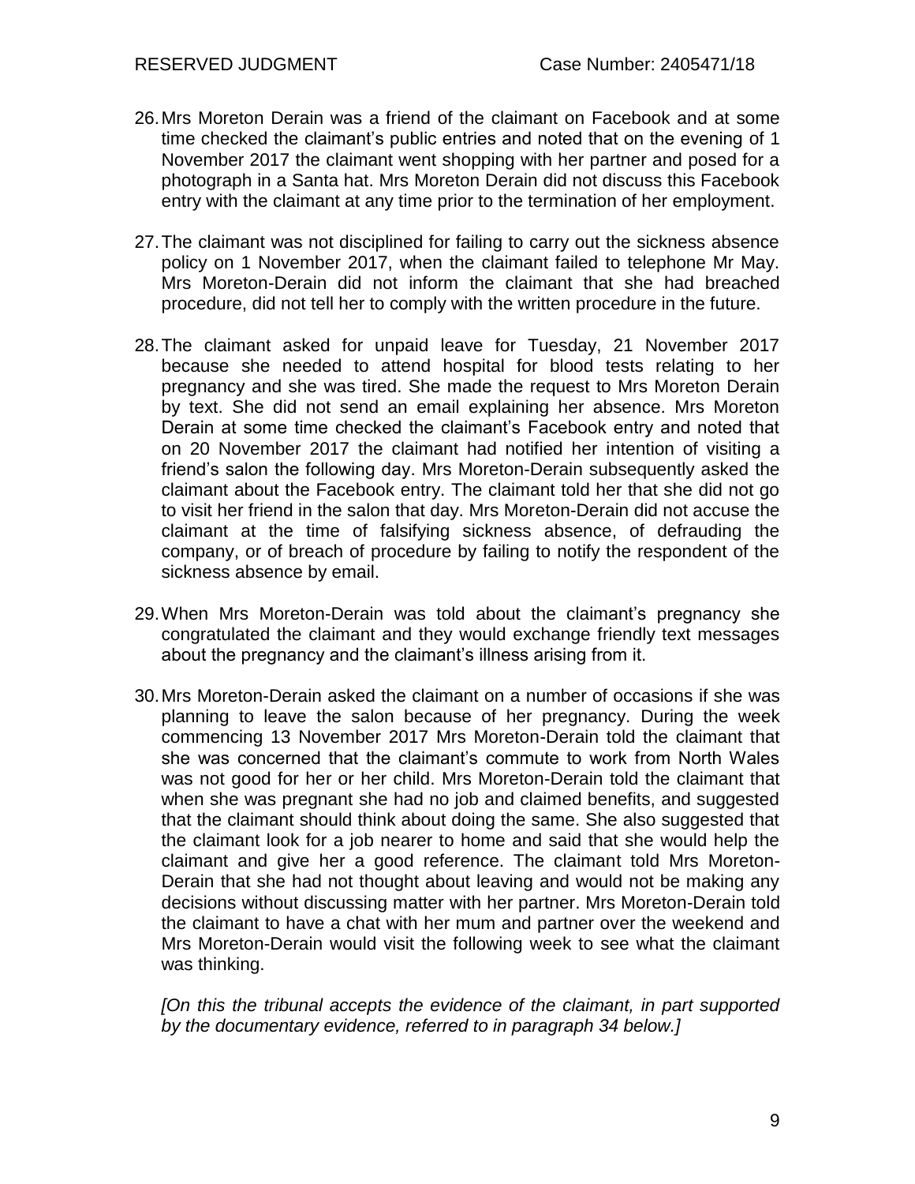26. Mrs Moreton Derain was a friend of the claimant on Facebook and at some time checked the claimant's public entries and noted that on the evening of 1 November 2017 the claimant went shopping with her partner and posed for a photograph in a Santa hat. Mrs Moreton Derain did not discuss this Facebook entry with the claimant at any time prior to the termination of her employment.

27. The claimant was not disciplined for failing to carry out the sickness absence policy on 1 November 2017, when the claimant failed to telephone Mr May. Mrs Moreton-Derain did not inform the claimant that she had breached procedure, did not tell her to comply with the written procedure in the future.

28. The claimant asked for unpaid leave for Tuesday, 21 November 2017 because she needed to attend hospital for blood tests relating to her pregnancy and she was tired. She made the request to Mrs Moreton Derain by text. She did not send an email explaining her absence. Mrs Moreton Derain at some time checked the claimant's Facebook entry and noted that on 20 November 2017 the claimant had notified her intention of visiting a friend's salon the following day. Mrs Moreton-Derain subsequently asked the claimant about the Facebook entry. The claimant told her that she did not go to visit her friend in the salon that day. Mrs Moreton-Derain did not accuse the claimant at the time of falsifying sickness absence, of defrauding the company, or of breach of procedure by failing to notify the respondent of the sickness absence by email.

29. When Mrs Moreton-Derain was told about the claimant's pregnancy she congratulated the claimant and they would exchange friendly text messages about the pregnancy and the claimant's illness arising from it.

30. Mrs Moreton-Derain asked the claimant on a number of occasions if she was planning to leave the salon because of her pregnancy. During the week commencing 13 November 2017 Mrs Moreton-Derain told the claimant that she was concerned that the claimant's commute to work from North Wales was not good for her or her child. Mrs Moreton-Derain told the claimant that when she was pregnant she had no job and claimed benefits, and suggested that the claimant should think about doing the same. She also suggested that the claimant look for a job nearer to home and said that she would help the claimant and give her a good reference. The claimant told Mrs Moreton-Derain that she had not thought about leaving and would not be making any decisions without discussing matter with her partner. Mrs Moreton-Derain told the claimant to have a chat with her mum and partner over the weekend and Mrs Moreton-Derain would visit the following week to see what the claimant was thinking.

   *[On this the tribunal accepts the evidence of the claimant, in part supported by the documentary evidence, referred to in paragraph 34 below.]*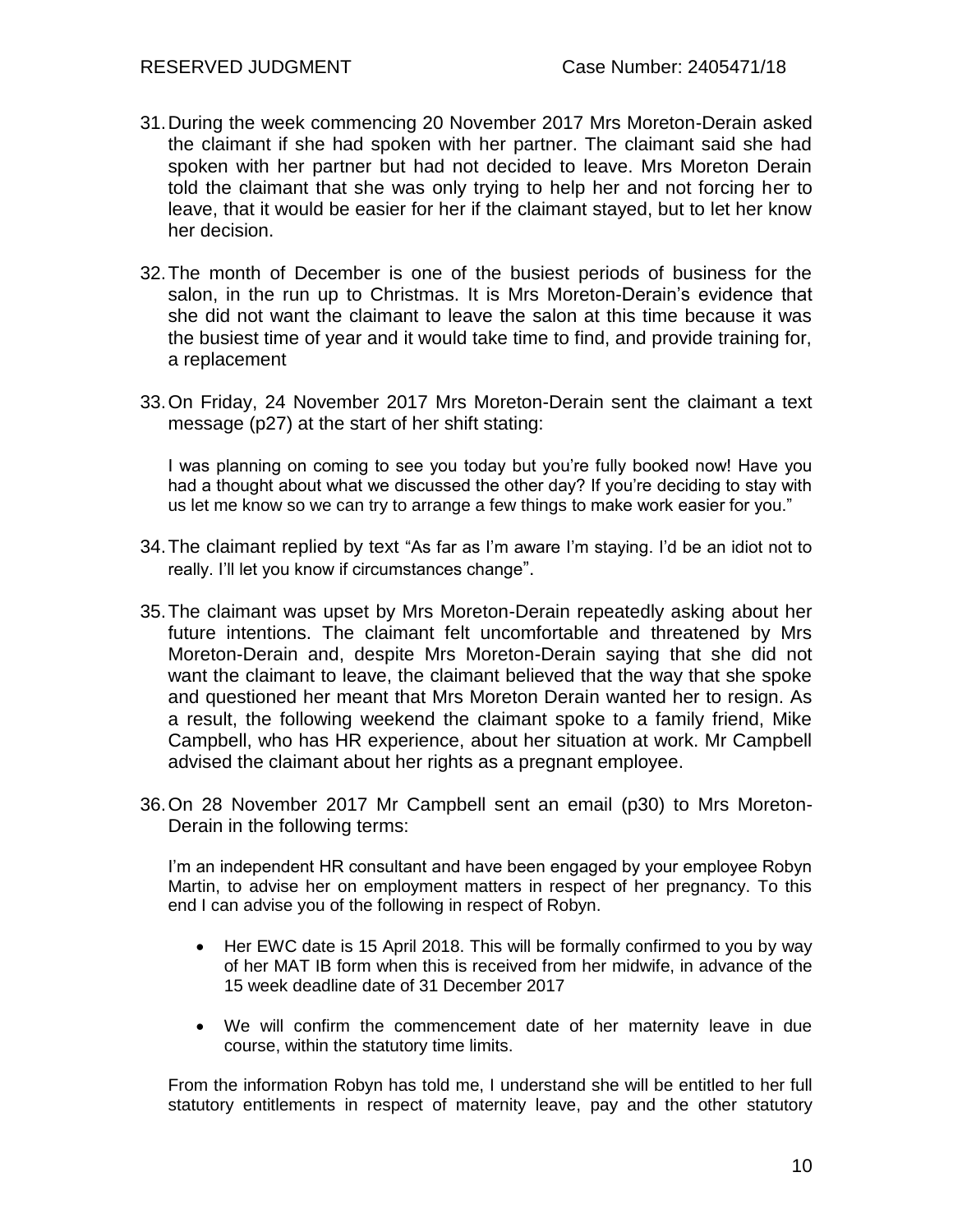31. During the week commencing 20 November 2017 Mrs Moreton-Derain asked the claimant if she had spoken with her partner. The claimant said she had spoken with her partner but had not decided to leave. Mrs Moreton Derain told the claimant that she was only trying to help her and not forcing her to leave, that it would be easier for her if the claimant stayed, but to let her know her decision.

32. The month of December is one of the busiest periods of business for the salon, in the run up to Christmas. It is Mrs Moreton-Derain's evidence that she did not want the claimant to leave the salon at this time because it was the busiest time of year and it would take time to find, and provide training for, a replacement

33. On Friday, 24 November 2017 Mrs Moreton-Derain sent the claimant a text message (p27) at the start of her shift stating:

    I was planning on coming to see you today but you're fully booked now! Have you had a thought about what we discussed the other day? If you're deciding to stay with us let me know so we can try to arrange a few things to make work easier for you."

34. The claimant replied by text "As far as I'm aware I'm staying. I'd be an idiot not to really. I'll let you know if circumstances change".

35. The claimant was upset by Mrs Moreton-Derain repeatedly asking about her future intentions. The claimant felt uncomfortable and threatened by Mrs Moreton-Derain and, despite Mrs Moreton-Derain saying that she did not want the claimant to leave, the claimant believed that the way that she spoke and questioned her meant that Mrs Moreton Derain wanted her to resign. As a result, the following weekend the claimant spoke to a family friend, Mike Campbell, who has HR experience, about her situation at work. Mr Campbell advised the claimant about her rights as a pregnant employee.

36. On 28 November 2017 Mr Campbell sent an email (p30) to Mrs Moreton-Derain in the following terms:

    I'm an independent HR consultant and have been engaged by your employee Robyn Martin, to advise her on employment matters in respect of her pregnancy. To this end I can advise you of the following in respect of Robyn.

    - Her EWC date is 15 April 2018. This will be formally confirmed to you by way of her MAT IB form when this is received from her midwife, in advance of the 15 week deadline date of 31 December 2017

    - We will confirm the commencement date of her maternity leave in due course, within the statutory time limits.

    From the information Robyn has told me, I understand she will be entitled to her full statutory entitlements in respect of maternity leave, pay and the other statutory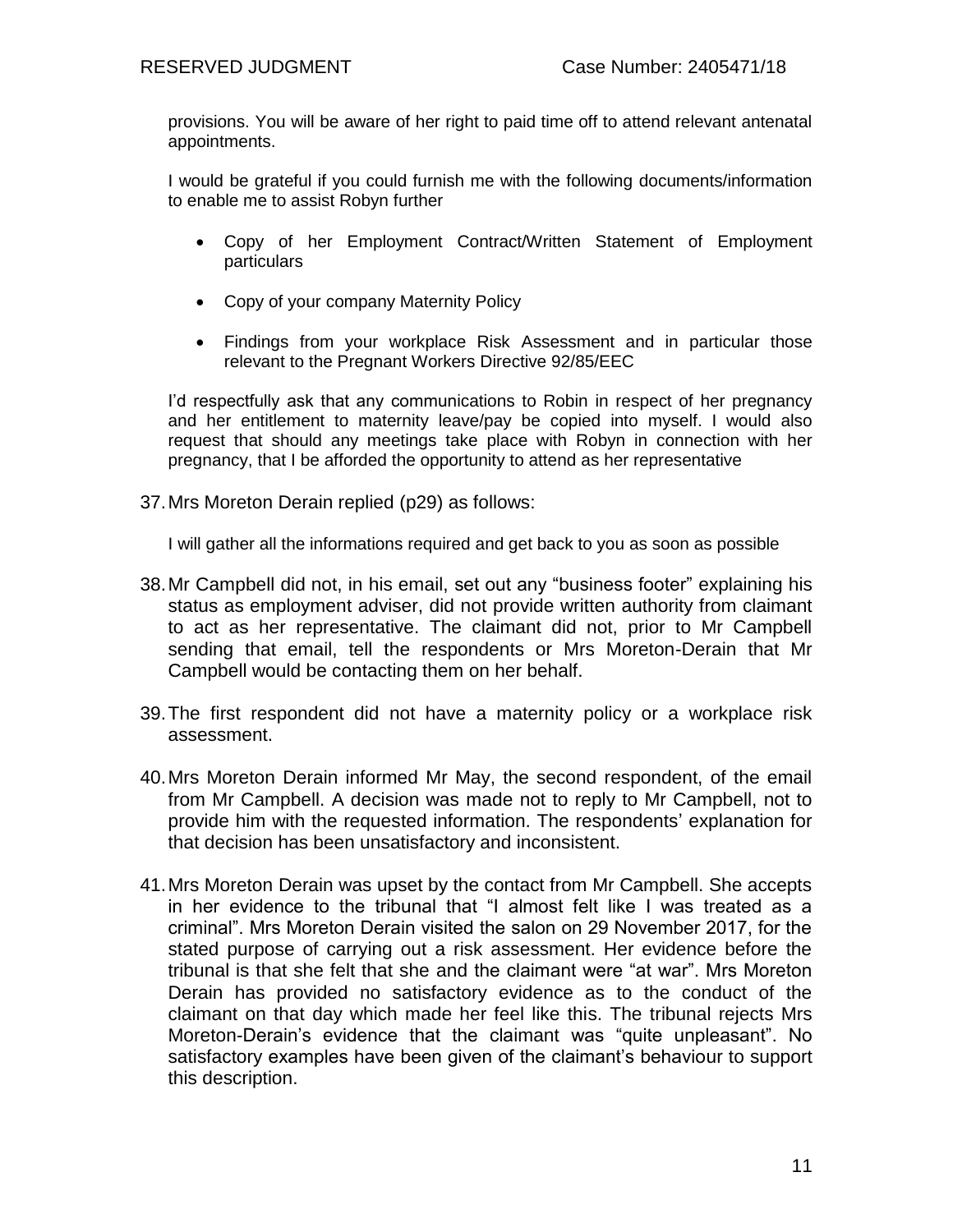provisions. You will be aware of her right to paid time off to attend relevant antenatal appointments.

I would be grateful if you could furnish me with the following documents/information to enable me to assist Robyn further

- Copy of her Employment Contract/Written Statement of Employment particulars
- Copy of your company Maternity Policy
- Findings from your workplace Risk Assessment and in particular those relevant to the Pregnant Workers Directive 92/85/EEC

I'd respectfully ask that any communications to Robin in respect of her pregnancy and her entitlement to maternity leave/pay be copied into myself. I would also request that should any meetings take place with Robyn in connection with her pregnancy, that I be afforded the opportunity to attend as her representative

37. Mrs Moreton Derain replied (p29) as follows:

I will gather all the informations required and get back to you as soon as possible

38. Mr Campbell did not, in his email, set out any "business footer" explaining his status as employment adviser, did not provide written authority from claimant to act as her representative. The claimant did not, prior to Mr Campbell sending that email, tell the respondents or Mrs Moreton-Derain that Mr Campbell would be contacting them on her behalf.

39. The first respondent did not have a maternity policy or a workplace risk assessment.

40. Mrs Moreton Derain informed Mr May, the second respondent, of the email from Mr Campbell. A decision was made not to reply to Mr Campbell, not to provide him with the requested information. The respondents' explanation for that decision has been unsatisfactory and inconsistent.

41. Mrs Moreton Derain was upset by the contact from Mr Campbell. She accepts in her evidence to the tribunal that "I almost felt like I was treated as a criminal". Mrs Moreton Derain visited the salon on 29 November 2017, for the stated purpose of carrying out a risk assessment. Her evidence before the tribunal is that she felt that she and the claimant were "at war". Mrs Moreton Derain has provided no satisfactory evidence as to the conduct of the claimant on that day which made her feel like this. The tribunal rejects Mrs Moreton-Derain's evidence that the claimant was "quite unpleasant". No satisfactory examples have been given of the claimant's behaviour to support this description.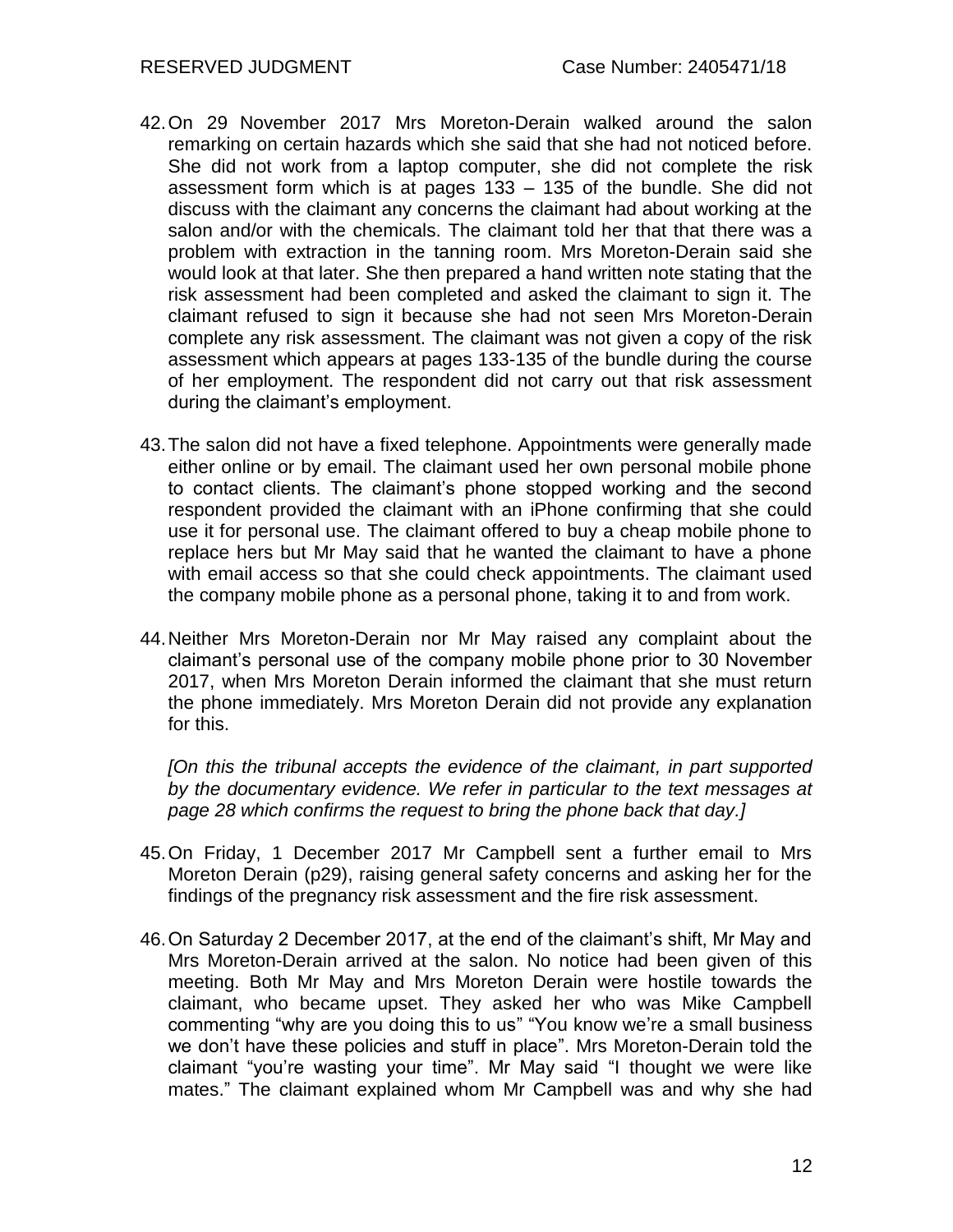42. On 29 November 2017 Mrs Moreton-Derain walked around the salon remarking on certain hazards which she said that she had not noticed before. She did not work from a laptop computer, she did not complete the risk assessment form which is at pages 133 – 135 of the bundle. She did not discuss with the claimant any concerns the claimant had about working at the salon and/or with the chemicals. The claimant told her that that there was a problem with extraction in the tanning room. Mrs Moreton-Derain said she would look at that later. She then prepared a hand written note stating that the risk assessment had been completed and asked the claimant to sign it. The claimant refused to sign it because she had not seen Mrs Moreton-Derain complete any risk assessment. The claimant was not given a copy of the risk assessment which appears at pages 133-135 of the bundle during the course of her employment. The respondent did not carry out that risk assessment during the claimant's employment.

43. The salon did not have a fixed telephone. Appointments were generally made either online or by email. The claimant used her own personal mobile phone to contact clients. The claimant's phone stopped working and the second respondent provided the claimant with an iPhone confirming that she could use it for personal use. The claimant offered to buy a cheap mobile phone to replace hers but Mr May said that he wanted the claimant to have a phone with email access so that she could check appointments. The claimant used the company mobile phone as a personal phone, taking it to and from work.

44. Neither Mrs Moreton-Derain nor Mr May raised any complaint about the claimant's personal use of the company mobile phone prior to 30 November 2017, when Mrs Moreton Derain informed the claimant that she must return the phone immediately. Mrs Moreton Derain did not provide any explanation for this.

    *[On this the tribunal accepts the evidence of the claimant, in part supported by the documentary evidence. We refer in particular to the text messages at page 28 which confirms the request to bring the phone back that day.]*

45. On Friday, 1 December 2017 Mr Campbell sent a further email to Mrs Moreton Derain (p29), raising general safety concerns and asking her for the findings of the pregnancy risk assessment and the fire risk assessment.

46. On Saturday 2 December 2017, at the end of the claimant's shift, Mr May and Mrs Moreton-Derain arrived at the salon. No notice had been given of this meeting. Both Mr May and Mrs Moreton Derain were hostile towards the claimant, who became upset. They asked her who was Mike Campbell commenting "why are you doing this to us" "You know we're a small business we don't have these policies and stuff in place". Mrs Moreton-Derain told the claimant "you're wasting your time". Mr May said "I thought we were like mates." The claimant explained whom Mr Campbell was and why she had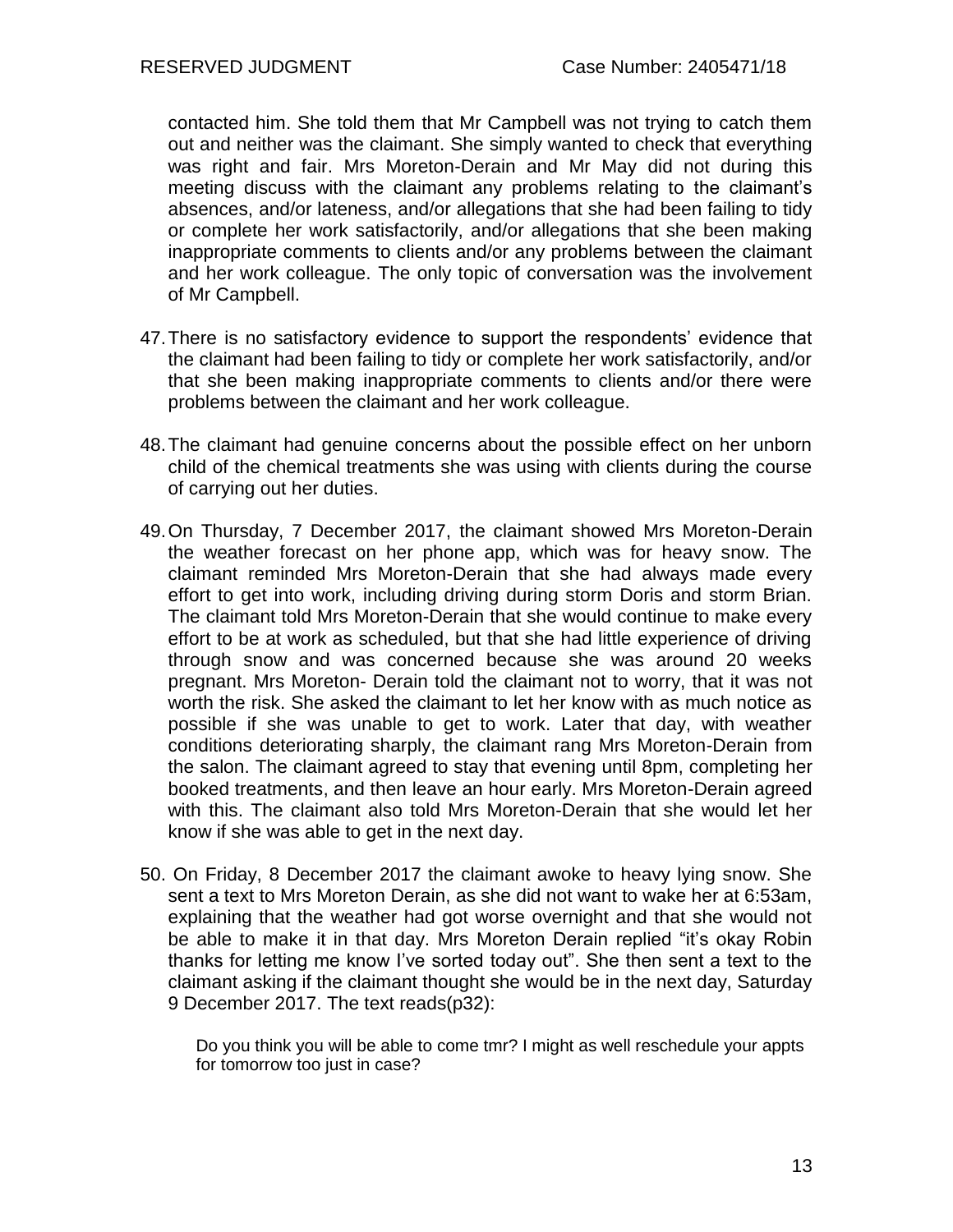contacted him. She told them that Mr Campbell was not trying to catch them out and neither was the claimant. She simply wanted to check that everything was right and fair. Mrs Moreton-Derain and Mr May did not during this meeting discuss with the claimant any problems relating to the claimant's absences, and/or lateness, and/or allegations that she had been failing to tidy or complete her work satisfactorily, and/or allegations that she been making inappropriate comments to clients and/or any problems between the claimant and her work colleague. The only topic of conversation was the involvement of Mr Campbell.

47. There is no satisfactory evidence to support the respondents' evidence that the claimant had been failing to tidy or complete her work satisfactorily, and/or that she been making inappropriate comments to clients and/or there were problems between the claimant and her work colleague.

48. The claimant had genuine concerns about the possible effect on her unborn child of the chemical treatments she was using with clients during the course of carrying out her duties.

49. On Thursday, 7 December 2017, the claimant showed Mrs Moreton-Derain the weather forecast on her phone app, which was for heavy snow. The claimant reminded Mrs Moreton-Derain that she had always made every effort to get into work, including driving during storm Doris and storm Brian. The claimant told Mrs Moreton-Derain that she would continue to make every effort to be at work as scheduled, but that she had little experience of driving through snow and was concerned because she was around 20 weeks pregnant. Mrs Moreton- Derain told the claimant not to worry, that it was not worth the risk. She asked the claimant to let her know with as much notice as possible if she was unable to get to work. Later that day, with weather conditions deteriorating sharply, the claimant rang Mrs Moreton-Derain from the salon. The claimant agreed to stay that evening until 8pm, completing her booked treatments, and then leave an hour early. Mrs Moreton-Derain agreed with this. The claimant also told Mrs Moreton-Derain that she would let her know if she was able to get in the next day.

50. On Friday, 8 December 2017 the claimant awoke to heavy lying snow. She sent a text to Mrs Moreton Derain, as she did not want to wake her at 6:53am, explaining that the weather had got worse overnight and that she would not be able to make it in that day. Mrs Moreton Derain replied "it's okay Robin thanks for letting me know I've sorted today out". She then sent a text to the claimant asking if the claimant thought she would be in the next day, Saturday 9 December 2017. The text reads(p32):

> Do you think you will be able to come tmr? I might as well reschedule your appts for tomorrow too just in case?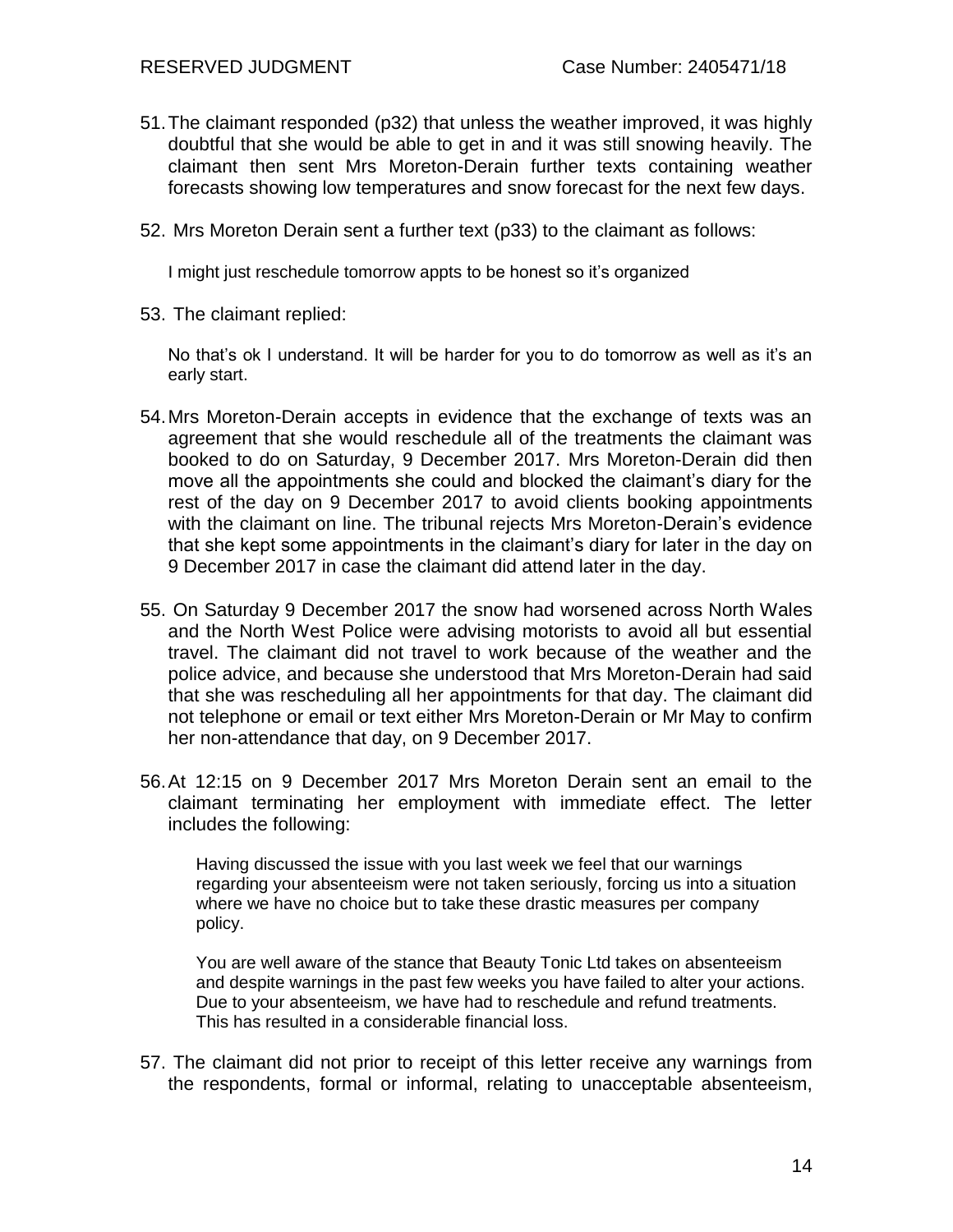51. The claimant responded (p32) that unless the weather improved, it was highly doubtful that she would be able to get in and it was still snowing heavily. The claimant then sent Mrs Moreton-Derain further texts containing weather forecasts showing low temperatures and snow forecast for the next few days.

52. Mrs Moreton Derain sent a further text (p33) to the claimant as follows:

    I might just reschedule tomorrow appts to be honest so it's organized

53. The claimant replied:

    No that's ok I understand. It will be harder for you to do tomorrow as well as it's an early start.

54. Mrs Moreton-Derain accepts in evidence that the exchange of texts was an agreement that she would reschedule all of the treatments the claimant was booked to do on Saturday, 9 December 2017. Mrs Moreton-Derain did then move all the appointments she could and blocked the claimant's diary for the rest of the day on 9 December 2017 to avoid clients booking appointments with the claimant on line. The tribunal rejects Mrs Moreton-Derain's evidence that she kept some appointments in the claimant's diary for later in the day on 9 December 2017 in case the claimant did attend later in the day.

55. On Saturday 9 December 2017 the snow had worsened across North Wales and the North West Police were advising motorists to avoid all but essential travel. The claimant did not travel to work because of the weather and the police advice, and because she understood that Mrs Moreton-Derain had said that she was rescheduling all her appointments for that day. The claimant did not telephone or email or text either Mrs Moreton-Derain or Mr May to confirm her non-attendance that day, on 9 December 2017.

56. At 12:15 on 9 December 2017 Mrs Moreton Derain sent an email to the claimant terminating her employment with immediate effect. The letter includes the following:

    Having discussed the issue with you last week we feel that our warnings regarding your absenteeism were not taken seriously, forcing us into a situation where we have no choice but to take these drastic measures per company policy.

    You are well aware of the stance that Beauty Tonic Ltd takes on absenteeism and despite warnings in the past few weeks you have failed to alter your actions. Due to your absenteeism, we have had to reschedule and refund treatments. This has resulted in a considerable financial loss.

57. The claimant did not prior to receipt of this letter receive any warnings from the respondents, formal or informal, relating to unacceptable absenteeism,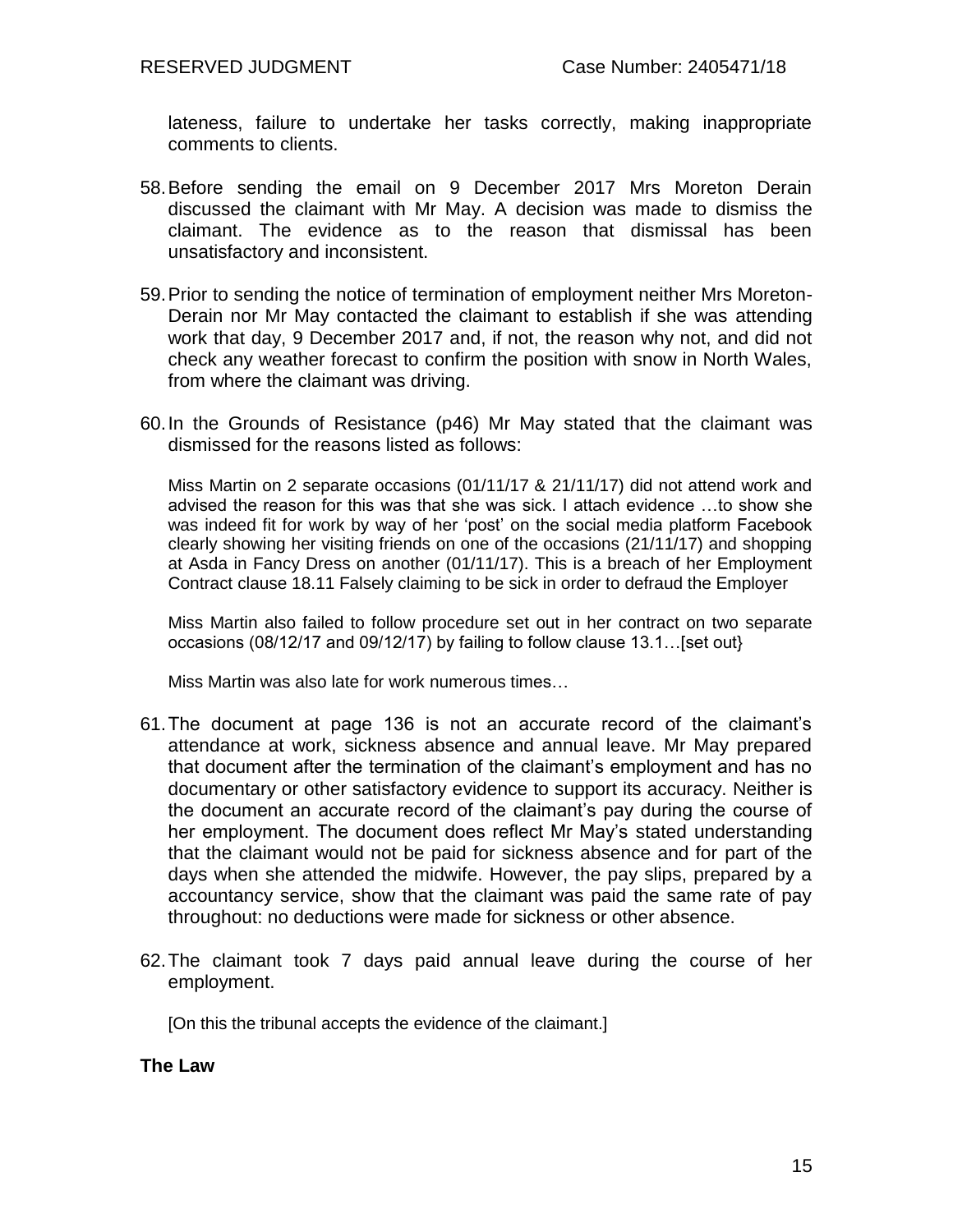lateness, failure to undertake her tasks correctly, making inappropriate comments to clients.

58. Before sending the email on 9 December 2017 Mrs Moreton Derain discussed the claimant with Mr May. A decision was made to dismiss the claimant. The evidence as to the reason that dismissal has been unsatisfactory and inconsistent.

59. Prior to sending the notice of termination of employment neither Mrs Moreton-Derain nor Mr May contacted the claimant to establish if she was attending work that day, 9 December 2017 and, if not, the reason why not, and did not check any weather forecast to confirm the position with snow in North Wales, from where the claimant was driving.

60. In the Grounds of Resistance (p46) Mr May stated that the claimant was dismissed for the reasons listed as follows:

    Miss Martin on 2 separate occasions (01/11/17 & 21/11/17) did not attend work and advised the reason for this was that she was sick. I attach evidence …to show she was indeed fit for work by way of her 'post' on the social media platform Facebook clearly showing her visiting friends on one of the occasions (21/11/17) and shopping at Asda in Fancy Dress on another (01/11/17). This is a breach of her Employment Contract clause 18.11 Falsely claiming to be sick in order to defraud the Employer

    Miss Martin also failed to follow procedure set out in her contract on two separate occasions (08/12/17 and 09/12/17) by failing to follow clause 13.1…[set out}

    Miss Martin was also late for work numerous times…

61. The document at page 136 is not an accurate record of the claimant's attendance at work, sickness absence and annual leave. Mr May prepared that document after the termination of the claimant's employment and has no documentary or other satisfactory evidence to support its accuracy. Neither is the document an accurate record of the claimant's pay during the course of her employment. The document does reflect Mr May's stated understanding that the claimant would not be paid for sickness absence and for part of the days when she attended the midwife. However, the pay slips, prepared by a accountancy service, show that the claimant was paid the same rate of pay throughout: no deductions were made for sickness or other absence.

62. The claimant took 7 days paid annual leave during the course of her employment.

    [On this the tribunal accepts the evidence of the claimant.]

**The Law**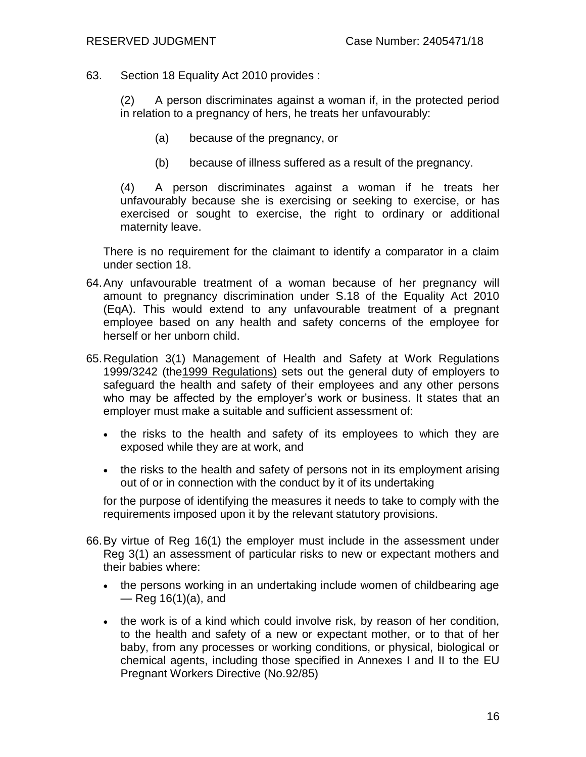63. Section 18 Equality Act 2010 provides :

 (2) A person discriminates against a woman if, in the protected period in relation to a pregnancy of hers, he treats her unfavourably:

 (a) because of the pregnancy, or

 (b) because of illness suffered as a result of the pregnancy.

 (4) A person discriminates against a woman if he treats her unfavourably because she is exercising or seeking to exercise, or has exercised or sought to exercise, the right to ordinary or additional maternity leave.

 There is no requirement for the claimant to identify a comparator in a claim under section 18.

64. Any unfavourable treatment of a woman because of her pregnancy will amount to pregnancy discrimination under S.18 of the Equality Act 2010 (EqA). This would extend to any unfavourable treatment of a pregnant employee based on any health and safety concerns of the employee for herself or her unborn child.

65. Regulation 3(1) Management of Health and Safety at Work Regulations 1999/3242 (the 1999 Regulations) sets out the general duty of employers to safeguard the health and safety of their employees and any other persons who may be affected by the employer's work or business. It states that an employer must make a suitable and sufficient assessment of:

 - the risks to the health and safety of its employees to which they are exposed while they are at work, and
 - the risks to the health and safety of persons not in its employment arising out of or in connection with the conduct by it of its undertaking

 for the purpose of identifying the measures it needs to take to comply with the requirements imposed upon it by the relevant statutory provisions.

66. By virtue of Reg 16(1) the employer must include in the assessment under Reg 3(1) an assessment of particular risks to new or expectant mothers and their babies where:

 - the persons working in an undertaking include women of childbearing age — Reg 16(1)(a), and
 - the work is of a kind which could involve risk, by reason of her condition, to the health and safety of a new or expectant mother, or to that of her baby, from any processes or working conditions, or physical, biological or chemical agents, including those specified in Annexes I and II to the EU Pregnant Workers Directive (No.92/85)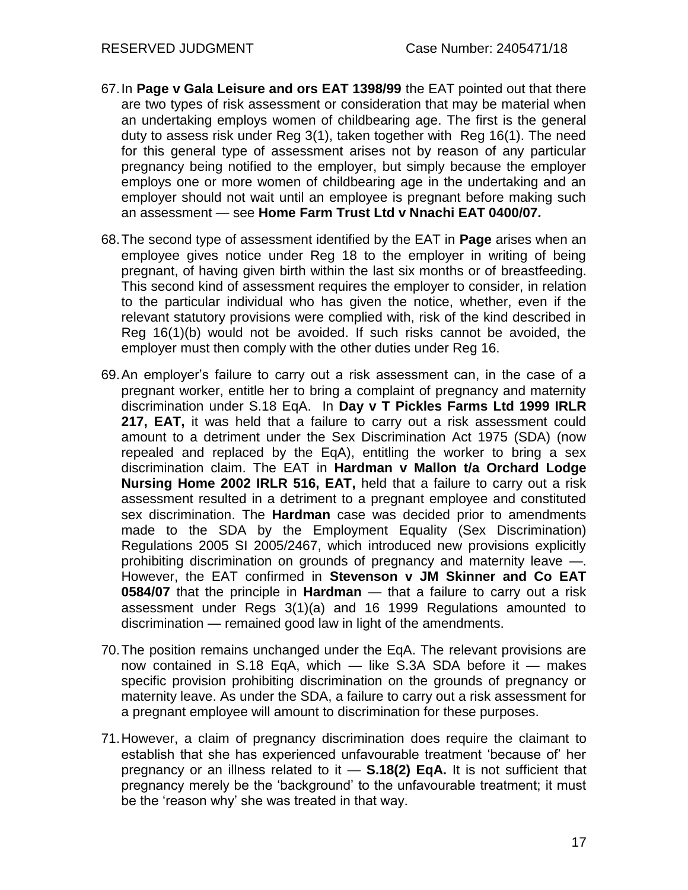67. In **Page v Gala Leisure and ors EAT 1398/99** the EAT pointed out that there are two types of risk assessment or consideration that may be material when an undertaking employs women of childbearing age. The first is the general duty to assess risk under Reg 3(1), taken together with Reg 16(1). The need for this general type of assessment arises not by reason of any particular pregnancy being notified to the employer, but simply because the employer employs one or more women of childbearing age in the undertaking and an employer should not wait until an employee is pregnant before making such an assessment — see **Home Farm Trust Ltd v Nnachi EAT 0400/07.**

68. The second type of assessment identified by the EAT in **Page** arises when an employee gives notice under Reg 18 to the employer in writing of being pregnant, of having given birth within the last six months or of breastfeeding. This second kind of assessment requires the employer to consider, in relation to the particular individual who has given the notice, whether, even if the relevant statutory provisions were complied with, risk of the kind described in Reg 16(1)(b) would not be avoided. If such risks cannot be avoided, the employer must then comply with the other duties under Reg 16.

69. An employer's failure to carry out a risk assessment can, in the case of a pregnant worker, entitle her to bring a complaint of pregnancy and maternity discrimination under S.18 EqA. In **Day v T Pickles Farms Ltd 1999 IRLR 217, EAT,** it was held that a failure to carry out a risk assessment could amount to a detriment under the Sex Discrimination Act 1975 (SDA) (now repealed and replaced by the EqA), entitling the worker to bring a sex discrimination claim. The EAT in **Hardman v Mallon t/a Orchard Lodge Nursing Home 2002 IRLR 516, EAT,** held that a failure to carry out a risk assessment resulted in a detriment to a pregnant employee and constituted sex discrimination. The **Hardman** case was decided prior to amendments made to the SDA by the Employment Equality (Sex Discrimination) Regulations 2005 SI 2005/2467, which introduced new provisions explicitly prohibiting discrimination on grounds of pregnancy and maternity leave —. However, the EAT confirmed in **Stevenson v JM Skinner and Co EAT 0584/07** that the principle in **Hardman** — that a failure to carry out a risk assessment under Regs 3(1)(a) and 16 1999 Regulations amounted to discrimination — remained good law in light of the amendments.

70. The position remains unchanged under the EqA. The relevant provisions are now contained in S.18 EqA, which — like S.3A SDA before it — makes specific provision prohibiting discrimination on the grounds of pregnancy or maternity leave. As under the SDA, a failure to carry out a risk assessment for a pregnant employee will amount to discrimination for these purposes.

71. However, a claim of pregnancy discrimination does require the claimant to establish that she has experienced unfavourable treatment 'because of' her pregnancy or an illness related to it — **S.18(2) EqA.** It is not sufficient that pregnancy merely be the 'background' to the unfavourable treatment; it must be the 'reason why' she was treated in that way.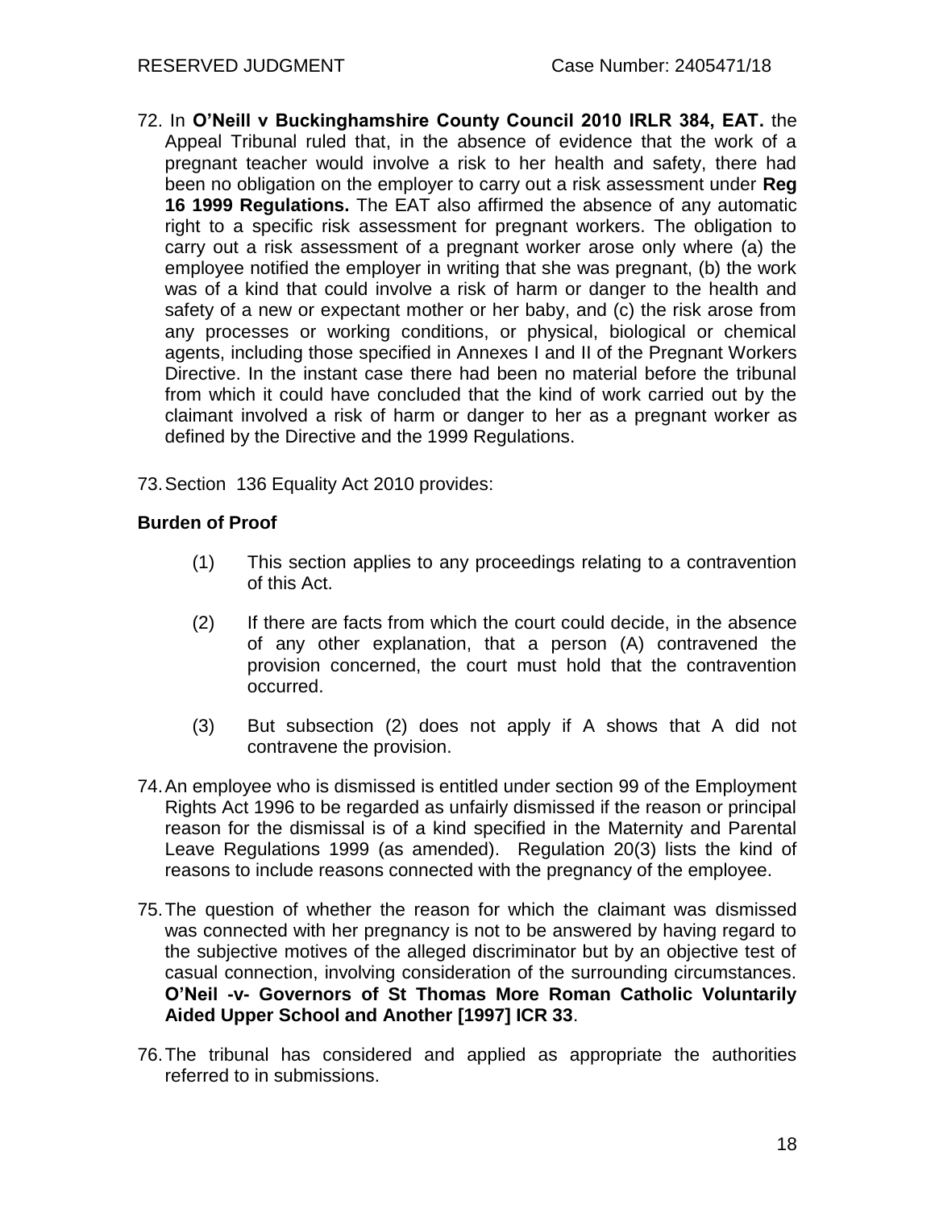72. In **O'Neill v Buckinghamshire County Council 2010 IRLR 384, EAT.** the Appeal Tribunal ruled that, in the absence of evidence that the work of a pregnant teacher would involve a risk to her health and safety, there had been no obligation on the employer to carry out a risk assessment under **Reg 16 1999 Regulations.** The EAT also affirmed the absence of any automatic right to a specific risk assessment for pregnant workers. The obligation to carry out a risk assessment of a pregnant worker arose only where (a) the employee notified the employer in writing that she was pregnant, (b) the work was of a kind that could involve a risk of harm or danger to the health and safety of a new or expectant mother or her baby, and (c) the risk arose from any processes or working conditions, or physical, biological or chemical agents, including those specified in Annexes I and II of the Pregnant Workers Directive. In the instant case there had been no material before the tribunal from which it could have concluded that the kind of work carried out by the claimant involved a risk of harm or danger to her as a pregnant worker as defined by the Directive and the 1999 Regulations.

73. Section 136 Equality Act 2010 provides:

**Burden of Proof**

> (1) This section applies to any proceedings relating to a contravention of this Act.
>
> (2) If there are facts from which the court could decide, in the absence of any other explanation, that a person (A) contravened the provision concerned, the court must hold that the contravention occurred.
>
> (3) But subsection (2) does not apply if A shows that A did not contravene the provision.

74. An employee who is dismissed is entitled under section 99 of the Employment Rights Act 1996 to be regarded as unfairly dismissed if the reason or principal reason for the dismissal is of a kind specified in the Maternity and Parental Leave Regulations 1999 (as amended). Regulation 20(3) lists the kind of reasons to include reasons connected with the pregnancy of the employee.

75. The question of whether the reason for which the claimant was dismissed was connected with her pregnancy is not to be answered by having regard to the subjective motives of the alleged discriminator but by an objective test of casual connection, involving consideration of the surrounding circumstances. **O'Neil -v- Governors of St Thomas More Roman Catholic Voluntarily Aided Upper School and Another [1997] ICR 33**.

76. The tribunal has considered and applied as appropriate the authorities referred to in submissions.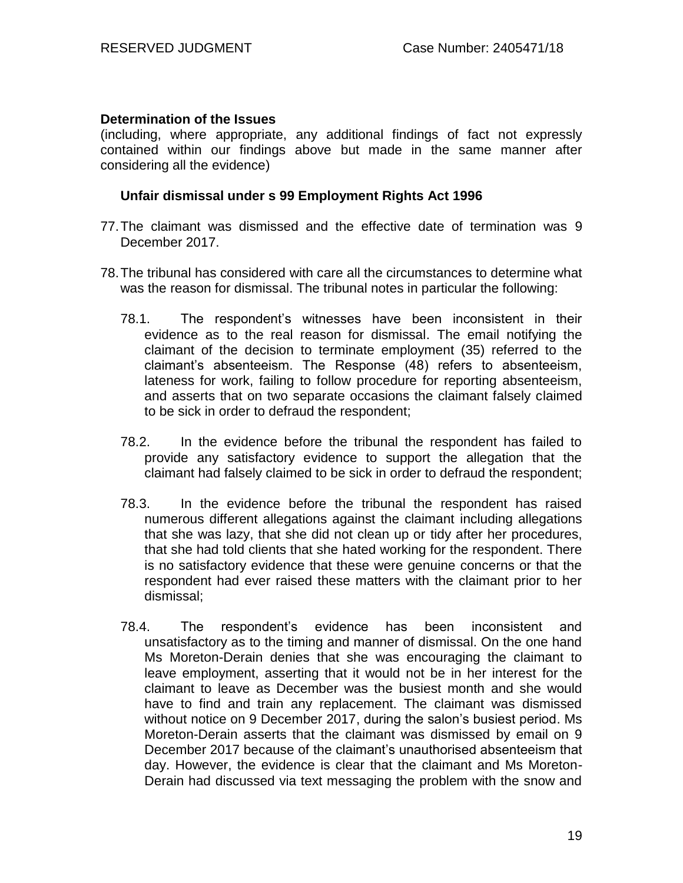## Determination of the Issues

(including, where appropriate, any additional findings of fact not expressly contained within our findings above but made in the same manner after considering all the evidence)

### Unfair dismissal under s 99 Employment Rights Act 1996

77. The claimant was dismissed and the effective date of termination was 9 December 2017.

78. The tribunal has considered with care all the circumstances to determine what was the reason for dismissal. The tribunal notes in particular the following:

    78.1. The respondent's witnesses have been inconsistent in their evidence as to the real reason for dismissal. The email notifying the claimant of the decision to terminate employment (35) referred to the claimant's absenteeism. The Response (48) refers to absenteeism, lateness for work, failing to follow procedure for reporting absenteeism, and asserts that on two separate occasions the claimant falsely claimed to be sick in order to defraud the respondent;

    78.2. In the evidence before the tribunal the respondent has failed to provide any satisfactory evidence to support the allegation that the claimant had falsely claimed to be sick in order to defraud the respondent;

    78.3. In the evidence before the tribunal the respondent has raised numerous different allegations against the claimant including allegations that she was lazy, that she did not clean up or tidy after her procedures, that she had told clients that she hated working for the respondent. There is no satisfactory evidence that these were genuine concerns or that the respondent had ever raised these matters with the claimant prior to her dismissal;

    78.4. The respondent's evidence has been inconsistent and unsatisfactory as to the timing and manner of dismissal. On the one hand Ms Moreton-Derain denies that she was encouraging the claimant to leave employment, asserting that it would not be in her interest for the claimant to leave as December was the busiest month and she would have to find and train any replacement. The claimant was dismissed without notice on 9 December 2017, during the salon's busiest period. Ms Moreton-Derain asserts that the claimant was dismissed by email on 9 December 2017 because of the claimant's unauthorised absenteeism that day. However, the evidence is clear that the claimant and Ms Moreton-Derain had discussed via text messaging the problem with the snow and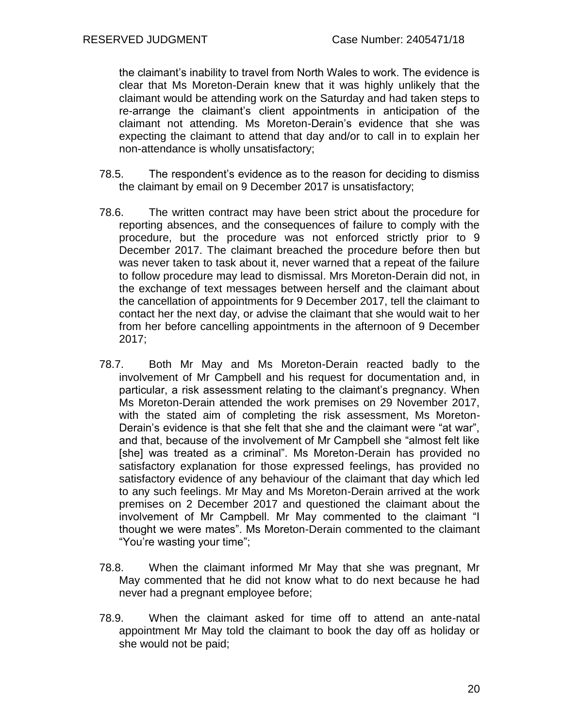the claimant's inability to travel from North Wales to work. The evidence is clear that Ms Moreton-Derain knew that it was highly unlikely that the claimant would be attending work on the Saturday and had taken steps to re-arrange the claimant's client appointments in anticipation of the claimant not attending. Ms Moreton-Derain's evidence that she was expecting the claimant to attend that day and/or to call in to explain her non-attendance is wholly unsatisfactory;

78.5. The respondent's evidence as to the reason for deciding to dismiss the claimant by email on 9 December 2017 is unsatisfactory;

78.6. The written contract may have been strict about the procedure for reporting absences, and the consequences of failure to comply with the procedure, but the procedure was not enforced strictly prior to 9 December 2017. The claimant breached the procedure before then but was never taken to task about it, never warned that a repeat of the failure to follow procedure may lead to dismissal. Mrs Moreton-Derain did not, in the exchange of text messages between herself and the claimant about the cancellation of appointments for 9 December 2017, tell the claimant to contact her the next day, or advise the claimant that she would wait to her from her before cancelling appointments in the afternoon of 9 December 2017;

78.7. Both Mr May and Ms Moreton-Derain reacted badly to the involvement of Mr Campbell and his request for documentation and, in particular, a risk assessment relating to the claimant's pregnancy. When Ms Moreton-Derain attended the work premises on 29 November 2017, with the stated aim of completing the risk assessment, Ms Moreton-Derain's evidence is that she felt that she and the claimant were "at war", and that, because of the involvement of Mr Campbell she "almost felt like [she] was treated as a criminal". Ms Moreton-Derain has provided no satisfactory explanation for those expressed feelings, has provided no satisfactory evidence of any behaviour of the claimant that day which led to any such feelings. Mr May and Ms Moreton-Derain arrived at the work premises on 2 December 2017 and questioned the claimant about the involvement of Mr Campbell. Mr May commented to the claimant "I thought we were mates". Ms Moreton-Derain commented to the claimant "You're wasting your time";

78.8. When the claimant informed Mr May that she was pregnant, Mr May commented that he did not know what to do next because he had never had a pregnant employee before;

78.9. When the claimant asked for time off to attend an ante-natal appointment Mr May told the claimant to book the day off as holiday or she would not be paid;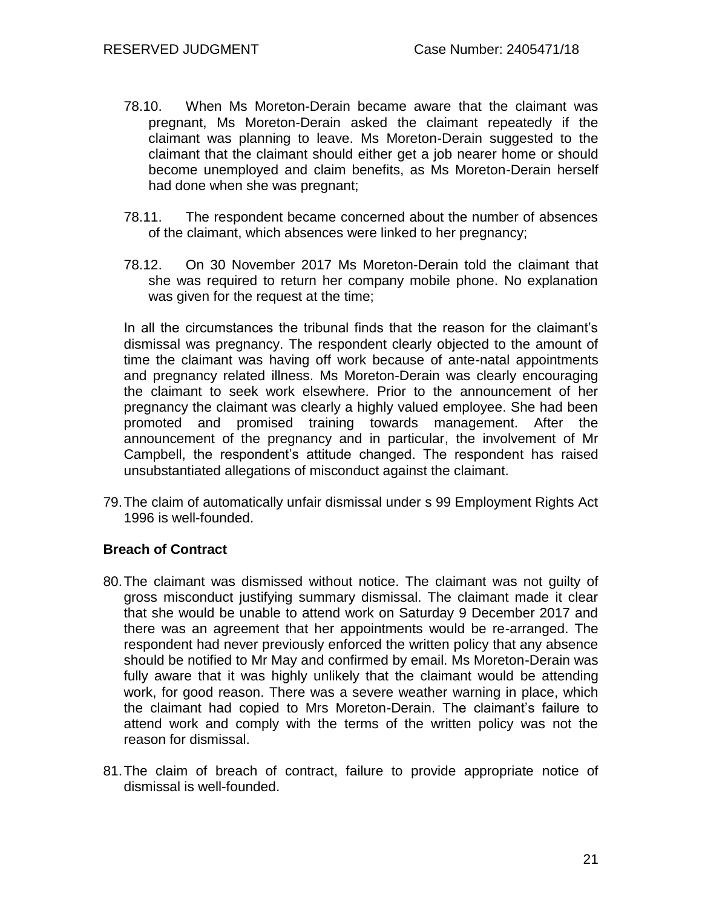78.10. When Ms Moreton-Derain became aware that the claimant was pregnant, Ms Moreton-Derain asked the claimant repeatedly if the claimant was planning to leave. Ms Moreton-Derain suggested to the claimant that the claimant should either get a job nearer home or should become unemployed and claim benefits, as Ms Moreton-Derain herself had done when she was pregnant;

78.11. The respondent became concerned about the number of absences of the claimant, which absences were linked to her pregnancy;

78.12. On 30 November 2017 Ms Moreton-Derain told the claimant that she was required to return her company mobile phone. No explanation was given for the request at the time;

In all the circumstances the tribunal finds that the reason for the claimant's dismissal was pregnancy. The respondent clearly objected to the amount of time the claimant was having off work because of ante-natal appointments and pregnancy related illness. Ms Moreton-Derain was clearly encouraging the claimant to seek work elsewhere. Prior to the announcement of her pregnancy the claimant was clearly a highly valued employee. She had been promoted and promised training towards management. After the announcement of the pregnancy and in particular, the involvement of Mr Campbell, the respondent's attitude changed. The respondent has raised unsubstantiated allegations of misconduct against the claimant.

79. The claim of automatically unfair dismissal under s 99 Employment Rights Act 1996 is well-founded.

**Breach of Contract**

80. The claimant was dismissed without notice. The claimant was not guilty of gross misconduct justifying summary dismissal. The claimant made it clear that she would be unable to attend work on Saturday 9 December 2017 and there was an agreement that her appointments would be re-arranged. The respondent had never previously enforced the written policy that any absence should be notified to Mr May and confirmed by email. Ms Moreton-Derain was fully aware that it was highly unlikely that the claimant would be attending work, for good reason. There was a severe weather warning in place, which the claimant had copied to Mrs Moreton-Derain. The claimant's failure to attend work and comply with the terms of the written policy was not the reason for dismissal.

81. The claim of breach of contract, failure to provide appropriate notice of dismissal is well-founded.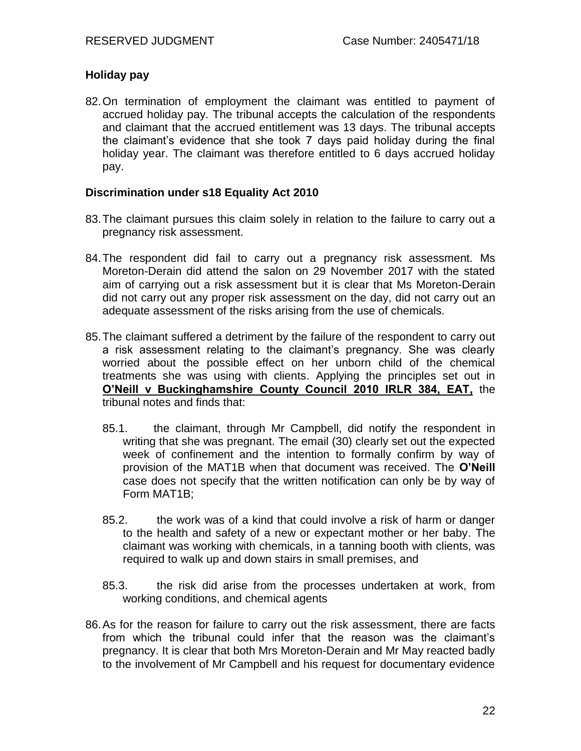## Holiday pay

82. On termination of employment the claimant was entitled to payment of accrued holiday pay. The tribunal accepts the calculation of the respondents and claimant that the accrued entitlement was 13 days. The tribunal accepts the claimant's evidence that she took 7 days paid holiday during the final holiday year. The claimant was therefore entitled to 6 days accrued holiday pay.

## Discrimination under s18 Equality Act 2010

83. The claimant pursues this claim solely in relation to the failure to carry out a pregnancy risk assessment.

84. The respondent did fail to carry out a pregnancy risk assessment. Ms Moreton-Derain did attend the salon on 29 November 2017 with the stated aim of carrying out a risk assessment but it is clear that Ms Moreton-Derain did not carry out any proper risk assessment on the day, did not carry out an adequate assessment of the risks arising from the use of chemicals.

85. The claimant suffered a detriment by the failure of the respondent to carry out a risk assessment relating to the claimant's pregnancy. She was clearly worried about the possible effect on her unborn child of the chemical treatments she was using with clients. Applying the principles set out in **O'Neill v Buckinghamshire County Council 2010 IRLR 384, EAT,** the tribunal notes and finds that:

    85.1. the claimant, through Mr Campbell, did notify the respondent in writing that she was pregnant. The email (30) clearly set out the expected week of confinement and the intention to formally confirm by way of provision of the MAT1B when that document was received. The **O'Neill** case does not specify that the written notification can only be by way of Form MAT1B;

    85.2. the work was of a kind that could involve a risk of harm or danger to the health and safety of a new or expectant mother or her baby. The claimant was working with chemicals, in a tanning booth with clients, was required to walk up and down stairs in small premises, and

    85.3. the risk did arise from the processes undertaken at work, from working conditions, and chemical agents

86. As for the reason for failure to carry out the risk assessment, there are facts from which the tribunal could infer that the reason was the claimant's pregnancy. It is clear that both Mrs Moreton-Derain and Mr May reacted badly to the involvement of Mr Campbell and his request for documentary evidence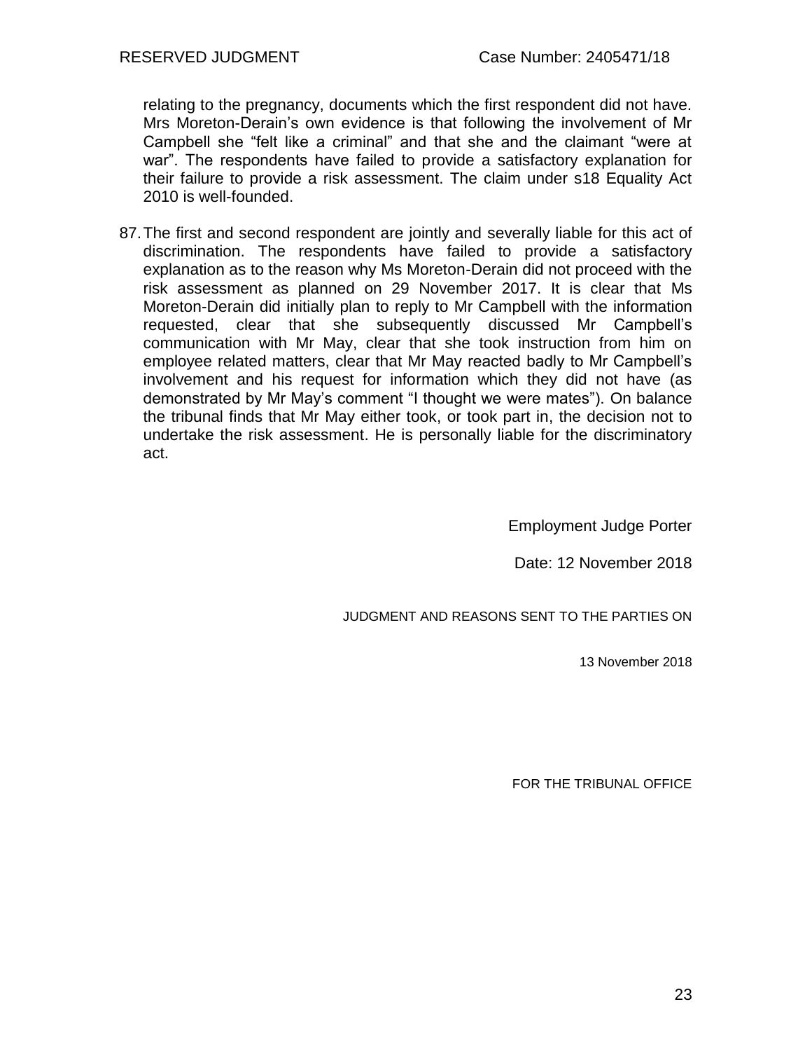relating to the pregnancy, documents which the first respondent did not have. Mrs Moreton-Derain's own evidence is that following the involvement of Mr Campbell she "felt like a criminal" and that she and the claimant "were at war". The respondents have failed to provide a satisfactory explanation for their failure to provide a risk assessment. The claim under s18 Equality Act 2010 is well-founded.

87. The first and second respondent are jointly and severally liable for this act of discrimination. The respondents have failed to provide a satisfactory explanation as to the reason why Ms Moreton-Derain did not proceed with the risk assessment as planned on 29 November 2017. It is clear that Ms Moreton-Derain did initially plan to reply to Mr Campbell with the information requested, clear that she subsequently discussed Mr Campbell's communication with Mr May, clear that she took instruction from him on employee related matters, clear that Mr May reacted badly to Mr Campbell's involvement and his request for information which they did not have (as demonstrated by Mr May's comment "I thought we were mates"). On balance the tribunal finds that Mr May either took, or took part in, the decision not to undertake the risk assessment. He is personally liable for the discriminatory act.

Employment Judge Porter

Date: 12 November 2018

JUDGMENT AND REASONS SENT TO THE PARTIES ON

13 November 2018

FOR THE TRIBUNAL OFFICE